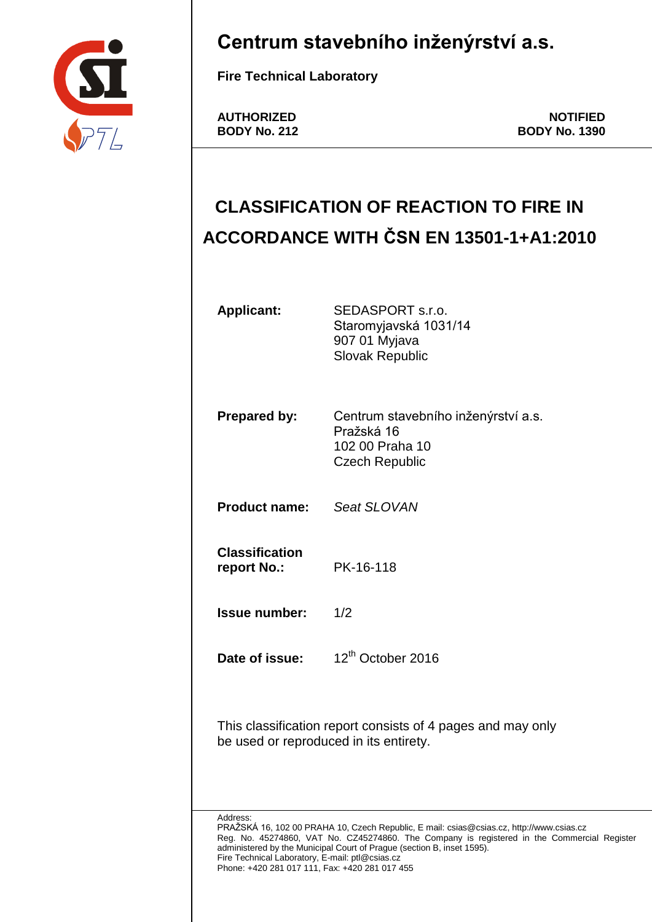# Centrum stavebního inženýrství a.s.

**Fire Technical Laboratory**

**AUTHORIZED BODY No. 212**

**NOTIFIED BODY No. 1390**

## CLASSIFICATION OF REACTION TO FIRE IN ACCORDANCE WITH ČSN EN 13501-1+A1:2010

**Applicant:** SEDASPORT s.r.o.
Staromyjavská 1031/14
907 01 Myjava
Slovak Republic

**Prepared by:** Centrum stavebního inženýrství a.s.
Pražská 16
102 00 Praha 10
Czech Republic

**Product name:** *Seat SLOVAN*

**Classification report No.:** PK-16-118

**Issue number:** 1/2

**Date of issue:** $12^{th}$ October 2016

This classification report consists of 4 pages and may only be used or reproduced in its entirety.

Address:
PRAŽSKÁ 16, 102 00 PRAHA 10, Czech Republic, E mail: csias@csias.cz, http://www.csias.cz
Reg. No. 45274860, VAT No. CZ45274860. The Company is registered in the Commercial Register administered by the Municipal Court of Prague (section B, inset 1595).
Fire Technical Laboratory, E-mail: ptl@csias.cz
Phone: +420 281 017 111, Fax: +420 281 017 455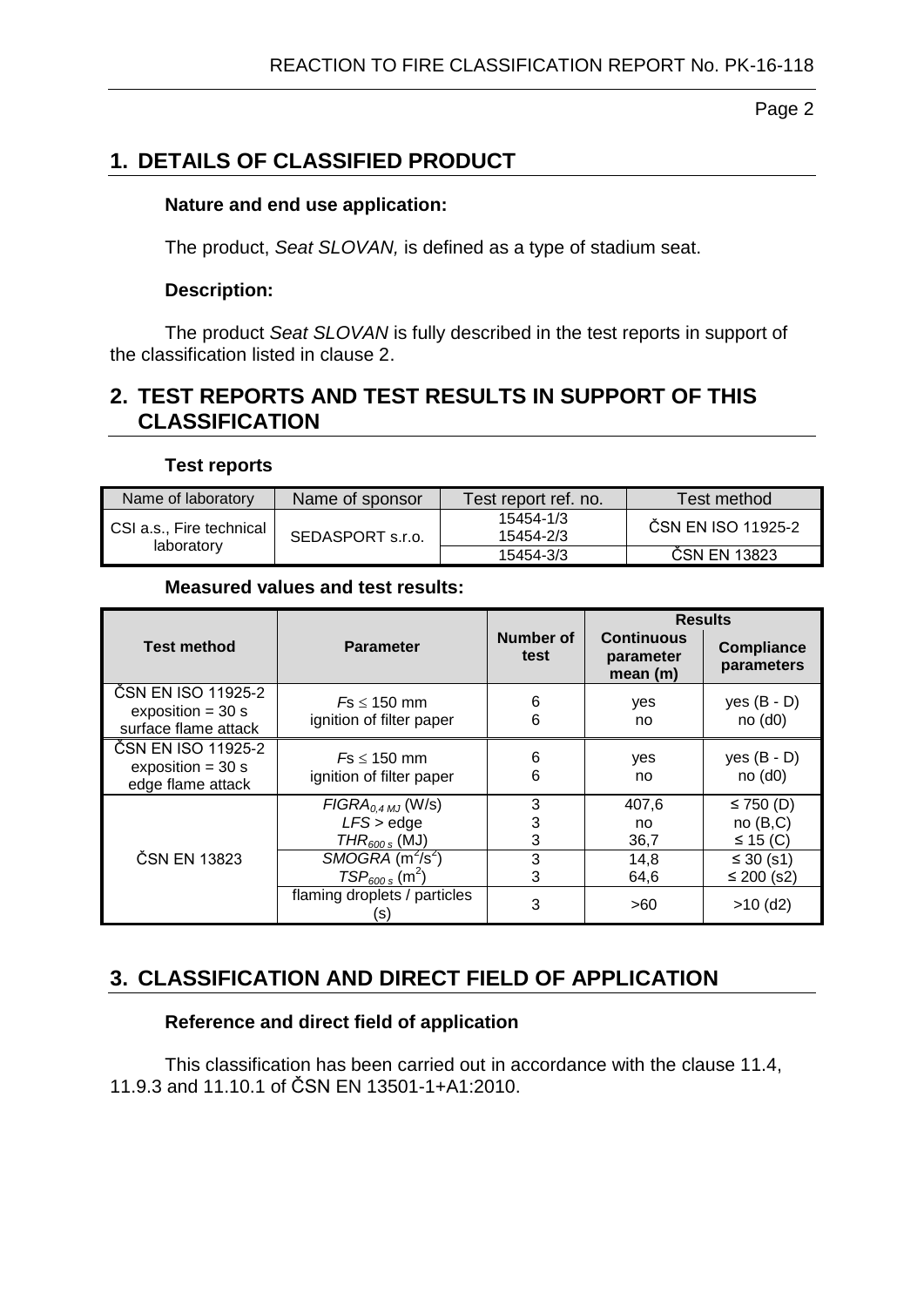## 1. DETAILS OF CLASSIFIED PRODUCT

**Nature and end use application:**

The product, *Seat SLOVAN,* is defined as a type of stadium seat.

**Description:**

The product *Seat SLOVAN* is fully described in the test reports in support of the classification listed in clause 2.

## 2. TEST REPORTS AND TEST RESULTS IN SUPPORT OF THIS CLASSIFICATION

**Test reports**

| Name of laboratory | Name of sponsor | Test report ref. no. | Test method |
|---|---|---|---|
| CSI a.s., Fire technical laboratory | SEDASPORT s.r.o. | 15454-1/3<br>15454-2/3 | ČSN EN ISO 11925-2 |
| | | 15454-3/3 | ČSN EN 13823 |

**Measured values and test results:**

| Test method | Parameter | Number of test | Results | |
|---|---|---|---|---|
| | | | Continuous parameter mean (m) | Compliance parameters |
| ČSN EN ISO 11925-2<br>exposition = 30 s<br>surface flame attack | *F*s ≤ 150 mm<br>ignition of filter paper | 6<br>6 | yes<br>no | yes (B - D)<br>no (d0) |
| ČSN EN ISO 11925-2<br>exposition = 30 s<br>edge flame attack | *F*s ≤ 150 mm<br>ignition of filter paper | 6<br>6 | yes<br>no | yes (B - D)<br>no (d0) |
| ČSN EN 13823 | $FIGRA_{0,4\,MJ}$ (W/s)<br>*LFS* > edge<br>$THR_{600\,s}$ (MJ) | 3<br>3<br>3 | 407,6<br>no<br>36,7 | ≤ 750 (D)<br>no (B,C)<br>≤ 15 (C) |
| | *SMOGRA* ($m^2/s^2$)<br>$TSP_{600\,s}$ ($m^2$) | 3<br>3 | 14,8<br>64,6 | ≤ 30 (s1)<br>≤ 200 (s2) |
| | flaming droplets / particles (s) | 3 | >60 | >10 (d2) |

## 3. CLASSIFICATION AND DIRECT FIELD OF APPLICATION

**Reference and direct field of application**

This classification has been carried out in accordance with the clause 11.4, 11.9.3 and 11.10.1 of ČSN EN 13501-1+A1:2010.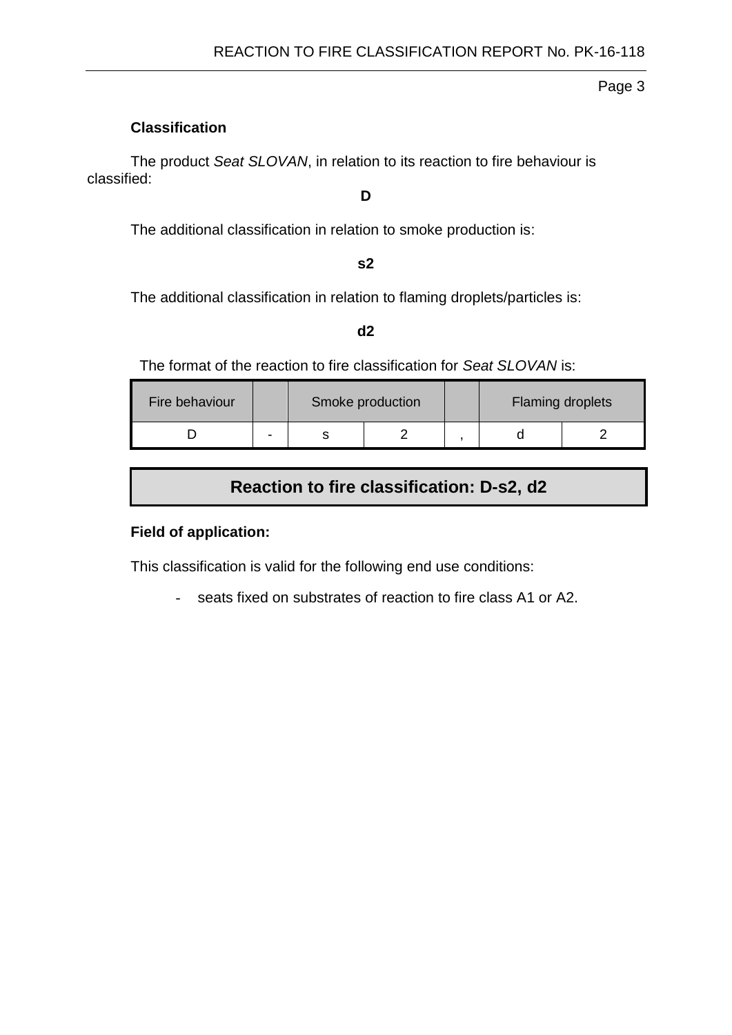**Classification**

The product *Seat SLOVAN*, in relation to its reaction to fire behaviour is classified:

**D**

The additional classification in relation to smoke production is:

**s2**

The additional classification in relation to flaming droplets/particles is:

**d2**

The format of the reaction to fire classification for *Seat SLOVAN* is:

| Fire behaviour | | Smoke production | | | Flaming droplets | |
|---|---|---|---|---|---|---|
| D | - | s | 2 | , | d | 2 |

**Reaction to fire classification: D-s2, d2**

**Field of application:**

This classification is valid for the following end use conditions:

- seats fixed on substrates of reaction to fire class A1 or A2.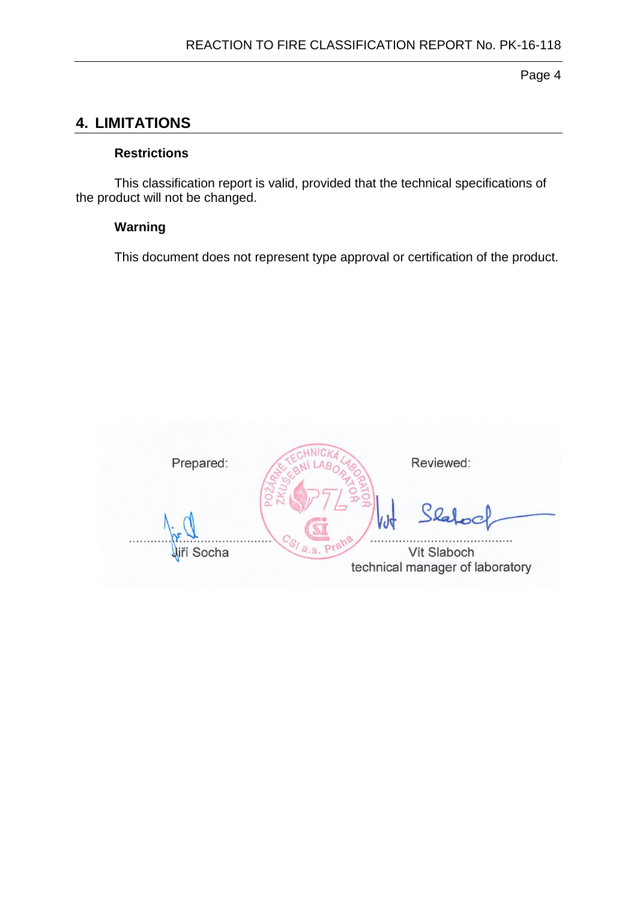## 4. LIMITATIONS

**Restrictions**

This classification report is valid, provided that the technical specifications of the product will not be changed.

**Warning**

This document does not represent type approval or certification of the product.

| Prepared: | Reviewed: |
|---|---|
| ........................................ | ........................................ |
| Jiří Socha | Vít Slaboch<br>technical manager of laboratory |